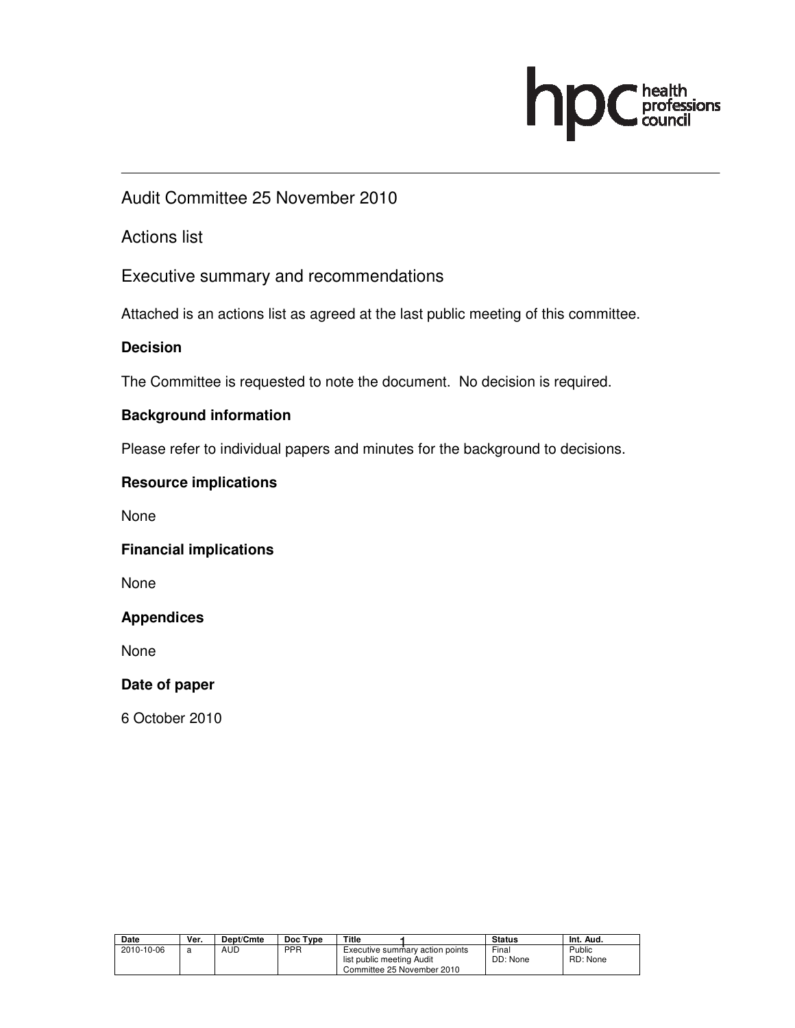# Audit Committee 25 November 2010

## Actions list

## Executive summary and recommendations

Attached is an actions list as agreed at the last public meeting of this committee.

**Decision**

The Committee is requested to note the document. No decision is required.

**Background information**

Please refer to individual papers and minutes for the background to decisions.

**Resource implications**

None

**Financial implications**

None

**Appendices**

None

**Date of paper**

6 October 2010

| Date | Ver. | Dept/Cmte | Doc Type | Title | Status | Int. Aud. |
|---|---|---|---|---|---|---|
| 2010-10-06 | a | AUD | PPR | Executive summary action points list public meeting Audit Committee 25 November 2010 | Final DD: None | Public RD: None |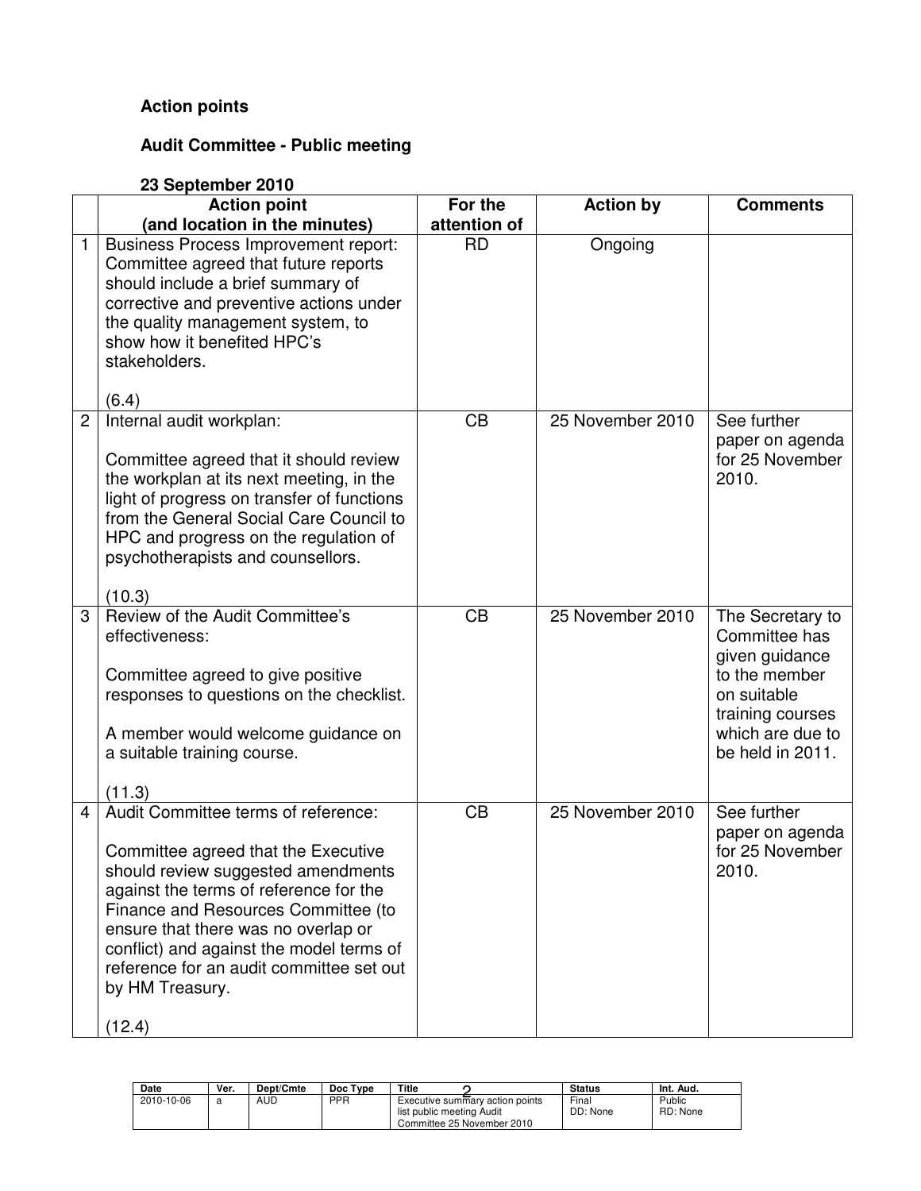**Action points**

**Audit Committee - Public meeting**

**23 September 2010**

| | Action point (and location in the minutes) | For the attention of | Action by | Comments |
|---|---|---|---|---|
| 1 | Business Process Improvement report: Committee agreed that future reports should include a brief summary of corrective and preventive actions under the quality management system, to show how it benefited HPC's stakeholders.<br><br>(6.4) | RD | Ongoing | |
| 2 | Internal audit workplan:<br><br>Committee agreed that it should review the workplan at its next meeting, in the light of progress on transfer of functions from the General Social Care Council to HPC and progress on the regulation of psychotherapists and counsellors.<br><br>(10.3) | CB | 25 November 2010 | See further paper on agenda for 25 November 2010. |
| 3 | Review of the Audit Committee's effectiveness:<br><br>Committee agreed to give positive responses to questions on the checklist.<br><br>A member would welcome guidance on a suitable training course.<br><br>(11.3) | CB | 25 November 2010 | The Secretary to Committee has given guidance to the member on suitable training courses which are due to be held in 2011. |
| 4 | Audit Committee terms of reference:<br><br>Committee agreed that the Executive should review suggested amendments against the terms of reference for the Finance and Resources Committee (to ensure that there was no overlap or conflict) and against the model terms of reference for an audit committee set out by HM Treasury.<br><br>(12.4) | CB | 25 November 2010 | See further paper on agenda for 25 November 2010. |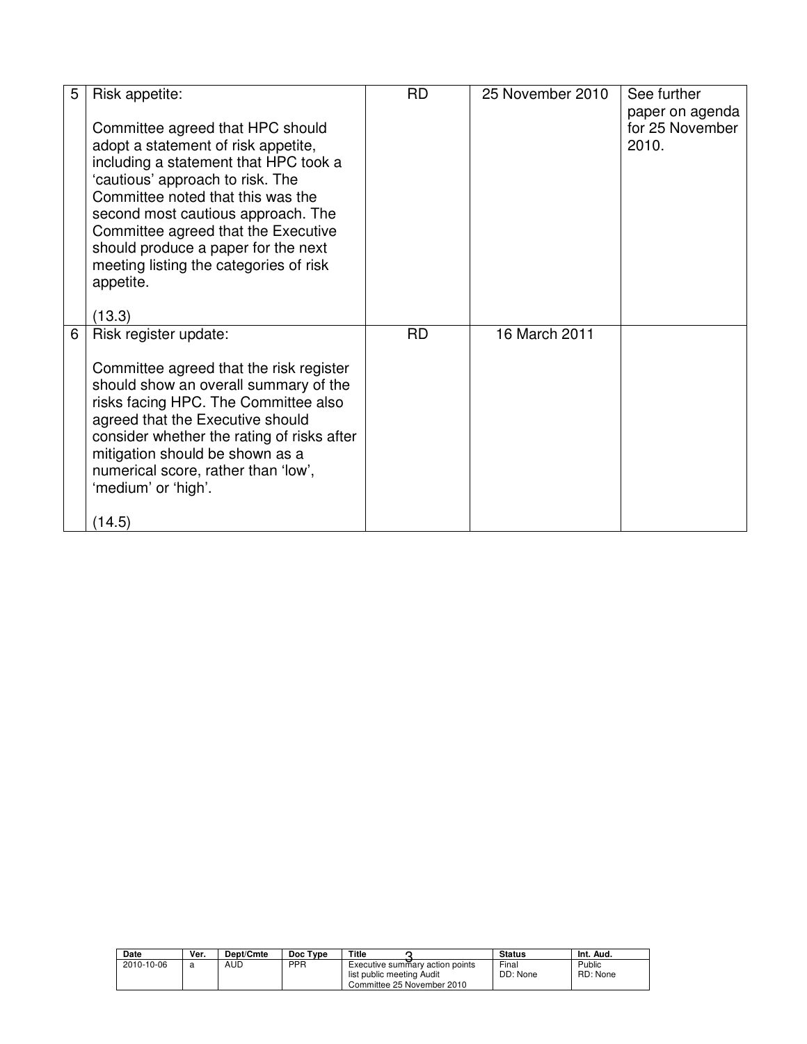| | | | | |
|---|---|---|---|---|
| 5 | Risk appetite:<br><br>Committee agreed that HPC should adopt a statement of risk appetite, including a statement that HPC took a 'cautious' approach to risk. The Committee noted that this was the second most cautious approach. The Committee agreed that the Executive should produce a paper for the next meeting listing the categories of risk appetite.<br><br>(13.3) | RD | 25 November 2010 | See further paper on agenda for 25 November 2010. |
| 6 | Risk register update:<br><br>Committee agreed that the risk register should show an overall summary of the risks facing HPC. The Committee also agreed that the Executive should consider whether the rating of risks after mitigation should be shown as a numerical score, rather than 'low', 'medium' or 'high'.<br><br>(14.5) | RD | 16 March 2011 | |